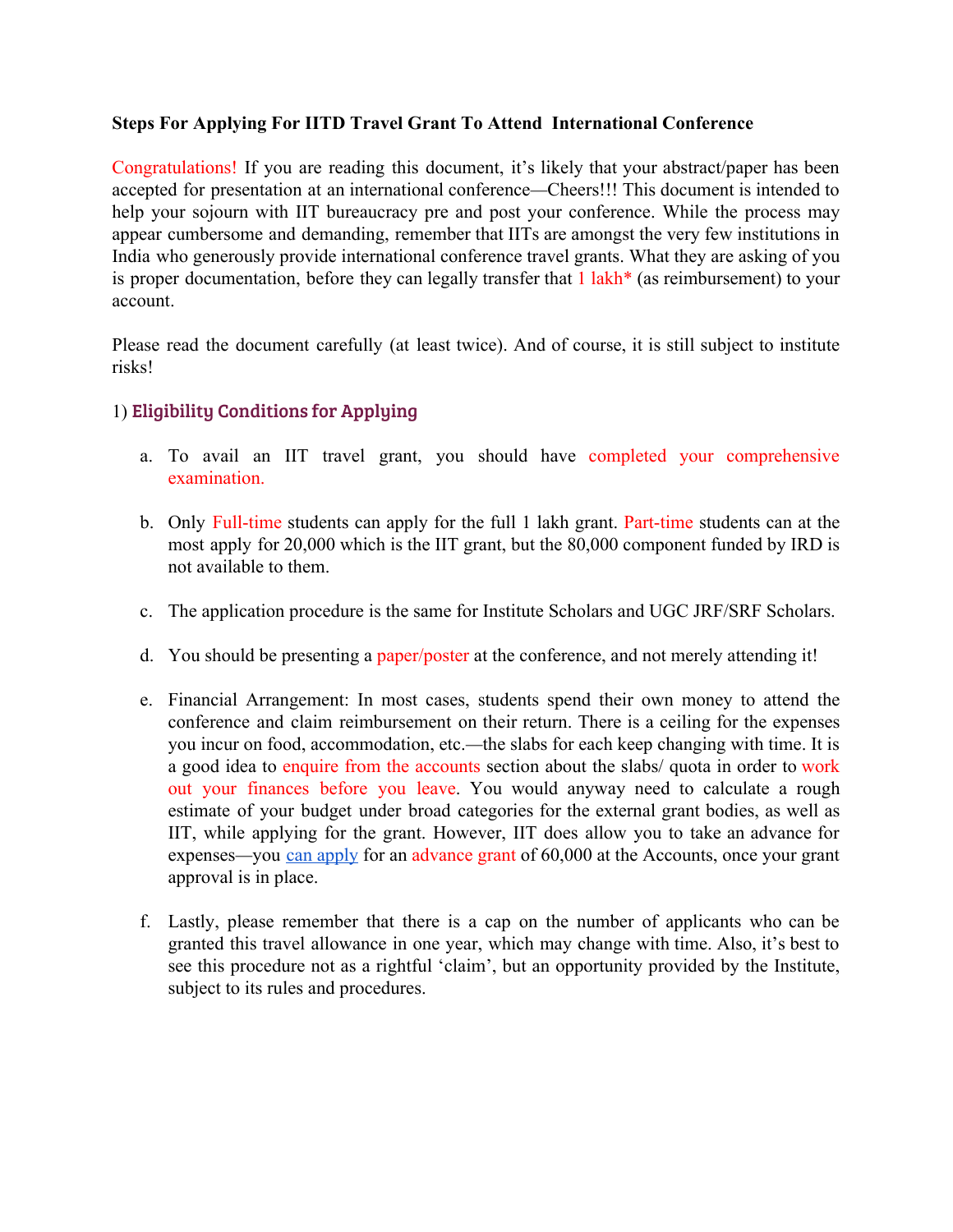**Steps For Applying For IITD Travel Grant To Attend International Conference**

Congratulations! If you are reading this document, it's likely that your abstract/paper has been accepted for presentation at an international conference—Cheers!!! This document is intended to help your sojourn with IIT bureaucracy pre and post your conference. While the process may appear cumbersome and demanding, remember that IITs are amongst the very few institutions in India who generously provide international conference travel grants. What they are asking of you is proper documentation, before they can legally transfer that 1 lakh* (as reimbursement) to your account.

Please read the document carefully (at least twice). And of course, it is still subject to institute risks!

## 1) Eligibility Conditions for Applying

a. To avail an IIT travel grant, you should have completed your comprehensive examination.

b. Only Full-time students can apply for the full 1 lakh grant. Part-time students can at the most apply for 20,000 which is the IIT grant, but the 80,000 component funded by IRD is not available to them.

c. The application procedure is the same for Institute Scholars and UGC JRF/SRF Scholars.

d. You should be presenting a paper/poster at the conference, and not merely attending it!

e. Financial Arrangement: In most cases, students spend their own money to attend the conference and claim reimbursement on their return. There is a ceiling for the expenses you incur on food, accommodation, etc.—the slabs for each keep changing with time. It is a good idea to enquire from the accounts section about the slabs/ quota in order to work out your finances before you leave. You would anyway need to calculate a rough estimate of your budget under broad categories for the external grant bodies, as well as IIT, while applying for the grant. However, IIT does allow you to take an advance for expenses—you can apply for an advance grant of 60,000 at the Accounts, once your grant approval is in place.

f. Lastly, please remember that there is a cap on the number of applicants who can be granted this travel allowance in one year, which may change with time. Also, it's best to see this procedure not as a rightful 'claim', but an opportunity provided by the Institute, subject to its rules and procedures.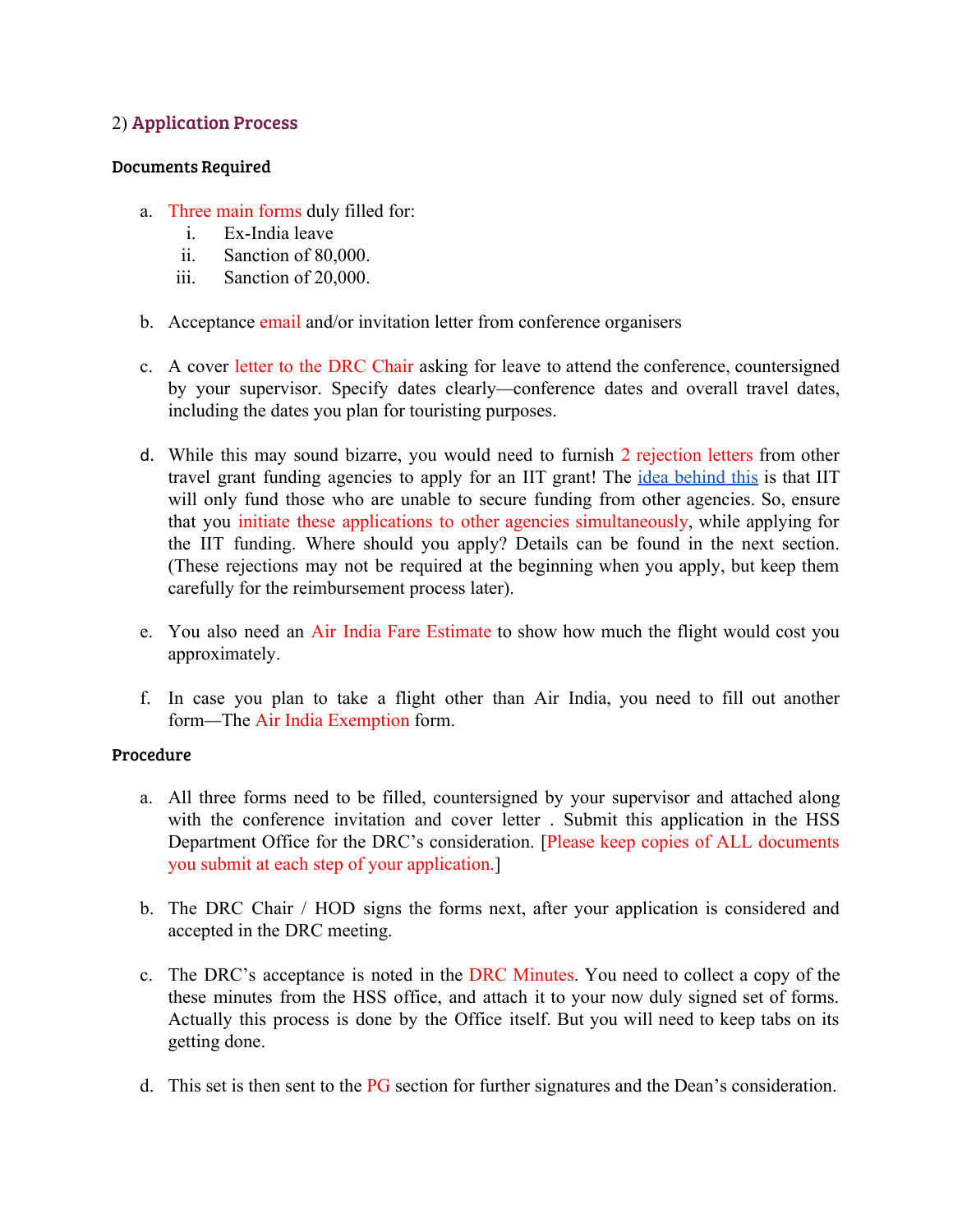## 2) Application Process

### Documents Required

a. Three main forms duly filled for:
   i. Ex-India leave
   ii. Sanction of 80,000.
   iii. Sanction of 20,000.

b. Acceptance email and/or invitation letter from conference organisers

c. A cover letter to the DRC Chair asking for leave to attend the conference, countersigned by your supervisor. Specify dates clearly—conference dates and overall travel dates, including the dates you plan for touristing purposes.

d. While this may sound bizarre, you would need to furnish 2 rejection letters from other travel grant funding agencies to apply for an IIT grant! The idea behind this is that IIT will only fund those who are unable to secure funding from other agencies. So, ensure that you initiate these applications to other agencies simultaneously, while applying for the IIT funding. Where should you apply? Details can be found in the next section. (These rejections may not be required at the beginning when you apply, but keep them carefully for the reimbursement process later).

e. You also need an Air India Fare Estimate to show how much the flight would cost you approximately.

f. In case you plan to take a flight other than Air India, you need to fill out another form—The Air India Exemption form.

### Procedure

a. All three forms need to be filled, countersigned by your supervisor and attached along with the conference invitation and cover letter . Submit this application in the HSS Department Office for the DRC's consideration. [Please keep copies of ALL documents you submit at each step of your application.]

b. The DRC Chair / HOD signs the forms next, after your application is considered and accepted in the DRC meeting.

c. The DRC's acceptance is noted in the DRC Minutes. You need to collect a copy of the these minutes from the HSS office, and attach it to your now duly signed set of forms. Actually this process is done by the Office itself. But you will need to keep tabs on its getting done.

d. This set is then sent to the PG section for further signatures and the Dean's consideration.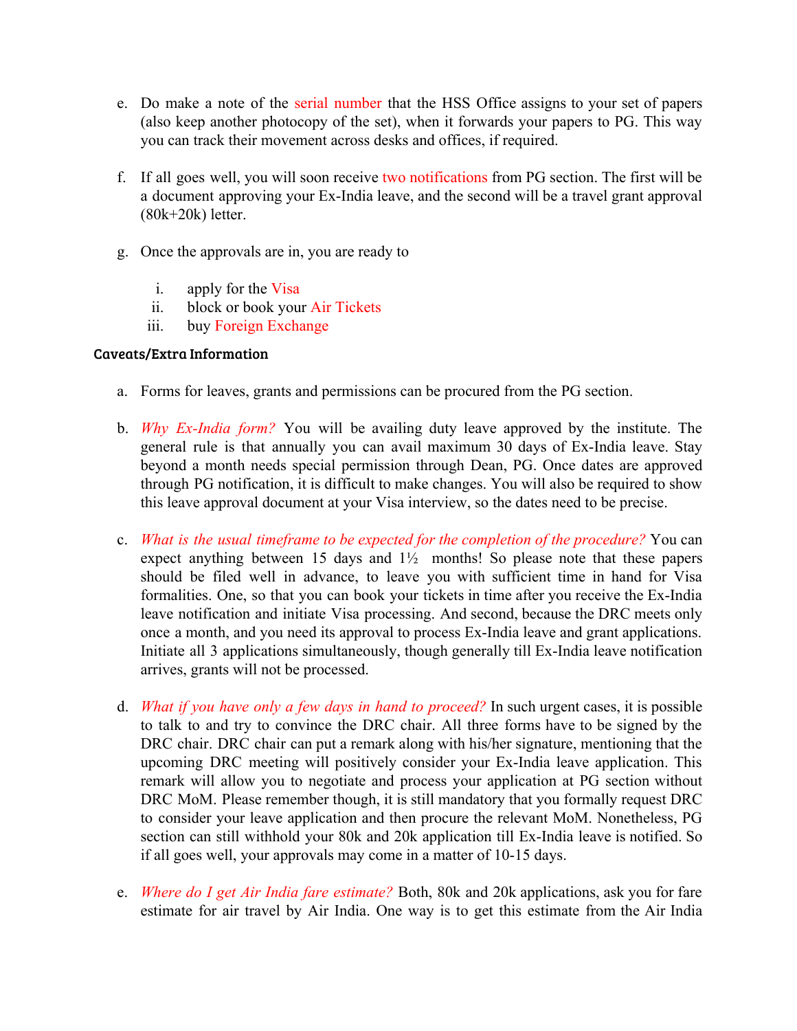e. Do make a note of the serial number that the HSS Office assigns to your set of papers (also keep another photocopy of the set), when it forwards your papers to PG. This way you can track their movement across desks and offices, if required.

f. If all goes well, you will soon receive two notifications from PG section. The first will be a document approving your Ex-India leave, and the second will be a travel grant approval (80k+20k) letter.

g. Once the approvals are in, you are ready to

   i. apply for the Visa
   ii. block or book your Air Tickets
   iii. buy Foreign Exchange

**Caveats/Extra Information**

a. Forms for leaves, grants and permissions can be procured from the PG section.

b. *Why Ex-India form?* You will be availing duty leave approved by the institute. The general rule is that annually you can avail maximum 30 days of Ex-India leave. Stay beyond a month needs special permission through Dean, PG. Once dates are approved through PG notification, it is difficult to make changes. You will also be required to show this leave approval document at your Visa interview, so the dates need to be precise.

c. *What is the usual timeframe to be expected for the completion of the procedure?* You can expect anything between 15 days and 1½ months! So please note that these papers should be filed well in advance, to leave you with sufficient time in hand for Visa formalities. One, so that you can book your tickets in time after you receive the Ex-India leave notification and initiate Visa processing. And second, because the DRC meets only once a month, and you need its approval to process Ex-India leave and grant applications. Initiate all 3 applications simultaneously, though generally till Ex-India leave notification arrives, grants will not be processed.

d. *What if you have only a few days in hand to proceed?* In such urgent cases, it is possible to talk to and try to convince the DRC chair. All three forms have to be signed by the DRC chair. DRC chair can put a remark along with his/her signature, mentioning that the upcoming DRC meeting will positively consider your Ex-India leave application. This remark will allow you to negotiate and process your application at PG section without DRC MoM. Please remember though, it is still mandatory that you formally request DRC to consider your leave application and then procure the relevant MoM. Nonetheless, PG section can still withhold your 80k and 20k application till Ex-India leave is notified. So if all goes well, your approvals may come in a matter of 10-15 days.

e. *Where do I get Air India fare estimate?* Both, 80k and 20k applications, ask you for fare estimate for air travel by Air India. One way is to get this estimate from the Air India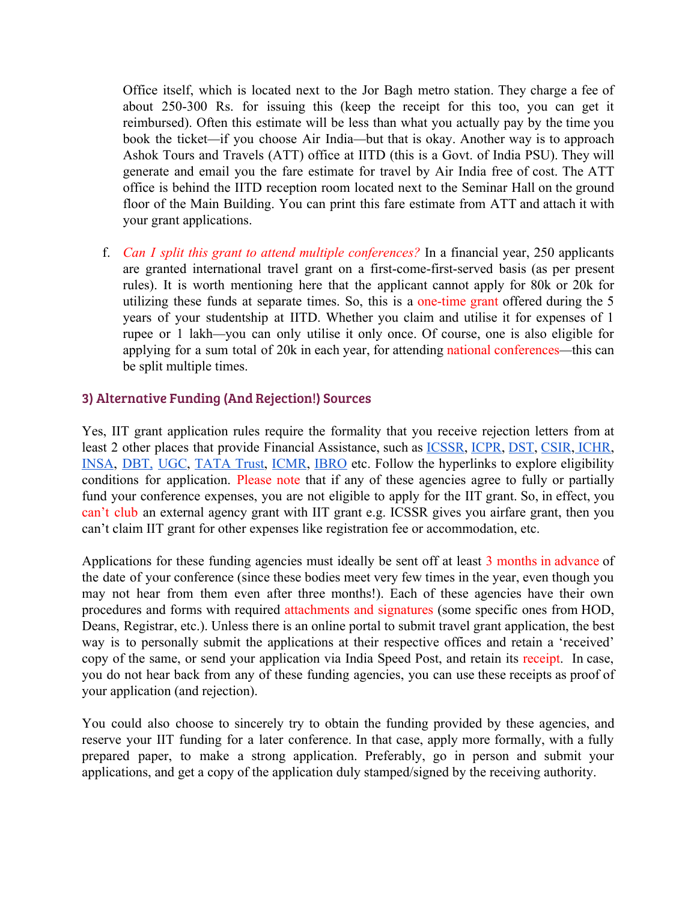Office itself, which is located next to the Jor Bagh metro station. They charge a fee of about 250-300 Rs. for issuing this (keep the receipt for this too, you can get it reimbursed). Often this estimate will be less than what you actually pay by the time you book the ticket—if you choose Air India—but that is okay. Another way is to approach Ashok Tours and Travels (ATT) office at IITD (this is a Govt. of India PSU). They will generate and email you the fare estimate for travel by Air India free of cost. The ATT office is behind the IITD reception room located next to the Seminar Hall on the ground floor of the Main Building. You can print this fare estimate from ATT and attach it with your grant applications.

f. *Can I split this grant to attend multiple conferences?* In a financial year, 250 applicants are granted international travel grant on a first-come-first-served basis (as per present rules). It is worth mentioning here that the applicant cannot apply for 80k or 20k for utilizing these funds at separate times. So, this is a one-time grant offered during the 5 years of your studentship at IITD. Whether you claim and utilise it for expenses of 1 rupee or 1 lakh—you can only utilise it only once. Of course, one is also eligible for applying for a sum total of 20k in each year, for attending national conferences—this can be split multiple times.

### 3) Alternative Funding (And Rejection!) Sources

Yes, IIT grant application rules require the formality that you receive rejection letters from at least 2 other places that provide Financial Assistance, such as ICSSR, ICPR, DST, CSIR, ICHR, INSA, DBT, UGC, TATA Trust, ICMR, IBRO etc. Follow the hyperlinks to explore eligibility conditions for application. Please note that if any of these agencies agree to fully or partially fund your conference expenses, you are not eligible to apply for the IIT grant. So, in effect, you can't club an external agency grant with IIT grant e.g. ICSSR gives you airfare grant, then you can't claim IIT grant for other expenses like registration fee or accommodation, etc.

Applications for these funding agencies must ideally be sent off at least 3 months in advance of the date of your conference (since these bodies meet very few times in the year, even though you may not hear from them even after three months!). Each of these agencies have their own procedures and forms with required attachments and signatures (some specific ones from HOD, Deans, Registrar, etc.). Unless there is an online portal to submit travel grant application, the best way is to personally submit the applications at their respective offices and retain a 'received' copy of the same, or send your application via India Speed Post, and retain its receipt. In case, you do not hear back from any of these funding agencies, you can use these receipts as proof of your application (and rejection).

You could also choose to sincerely try to obtain the funding provided by these agencies, and reserve your IIT funding for a later conference. In that case, apply more formally, with a fully prepared paper, to make a strong application. Preferably, go in person and submit your applications, and get a copy of the application duly stamped/signed by the receiving authority.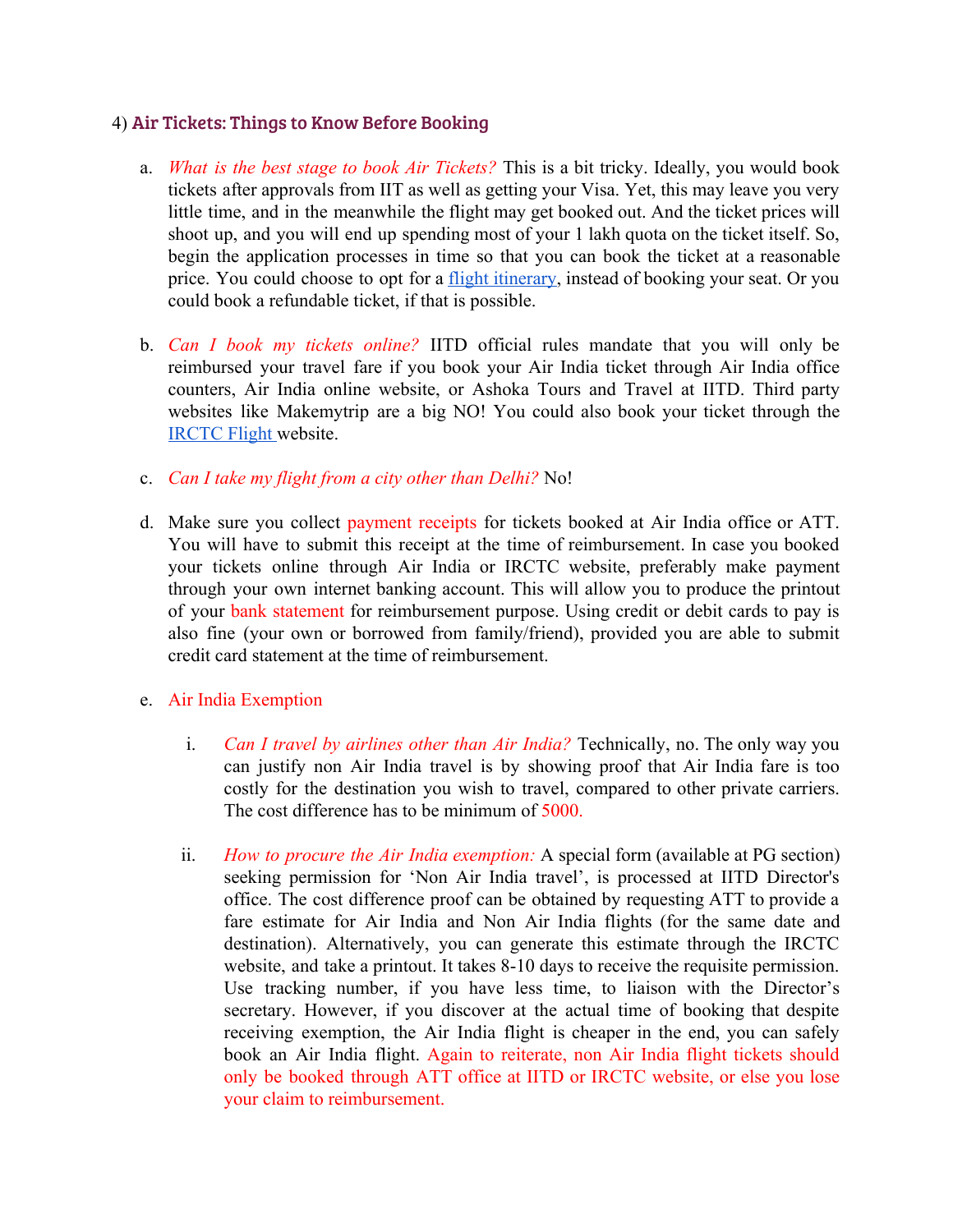## 4) **Air Tickets: Things to Know Before Booking**

a. *What is the best stage to book Air Tickets?* This is a bit tricky. Ideally, you would book tickets after approvals from IIT as well as getting your Visa. Yet, this may leave you very little time, and in the meanwhile the flight may get booked out. And the ticket prices will shoot up, and you will end up spending most of your 1 lakh quota on the ticket itself. So, begin the application processes in time so that you can book the ticket at a reasonable price. You could choose to opt for a flight itinerary, instead of booking your seat. Or you could book a refundable ticket, if that is possible.

b. *Can I book my tickets online?* IITD official rules mandate that you will only be reimbursed your travel fare if you book your Air India ticket through Air India office counters, Air India online website, or Ashoka Tours and Travel at IITD. Third party websites like Makemytrip are a big NO! You could also book your ticket through the IRCTC Flight website.

c. *Can I take my flight from a city other than Delhi?* No!

d. Make sure you collect payment receipts for tickets booked at Air India office or ATT. You will have to submit this receipt at the time of reimbursement. In case you booked your tickets online through Air India or IRCTC website, preferably make payment through your own internet banking account. This will allow you to produce the printout of your bank statement for reimbursement purpose. Using credit or debit cards to pay is also fine (your own or borrowed from family/friend), provided you are able to submit credit card statement at the time of reimbursement.

e. Air India Exemption

   i. *Can I travel by airlines other than Air India?* Technically, no. The only way you can justify non Air India travel is by showing proof that Air India fare is too costly for the destination you wish to travel, compared to other private carriers. The cost difference has to be minimum of 5000.

   ii. *How to procure the Air India exemption:* A special form (available at PG section) seeking permission for 'Non Air India travel', is processed at IITD Director's office. The cost difference proof can be obtained by requesting ATT to provide a fare estimate for Air India and Non Air India flights (for the same date and destination). Alternatively, you can generate this estimate through the IRCTC website, and take a printout. It takes 8-10 days to receive the requisite permission. Use tracking number, if you have less time, to liaison with the Director's secretary. However, if you discover at the actual time of booking that despite receiving exemption, the Air India flight is cheaper in the end, you can safely book an Air India flight. Again to reiterate, non Air India flight tickets should only be booked through ATT office at IITD or IRCTC website, or else you lose your claim to reimbursement.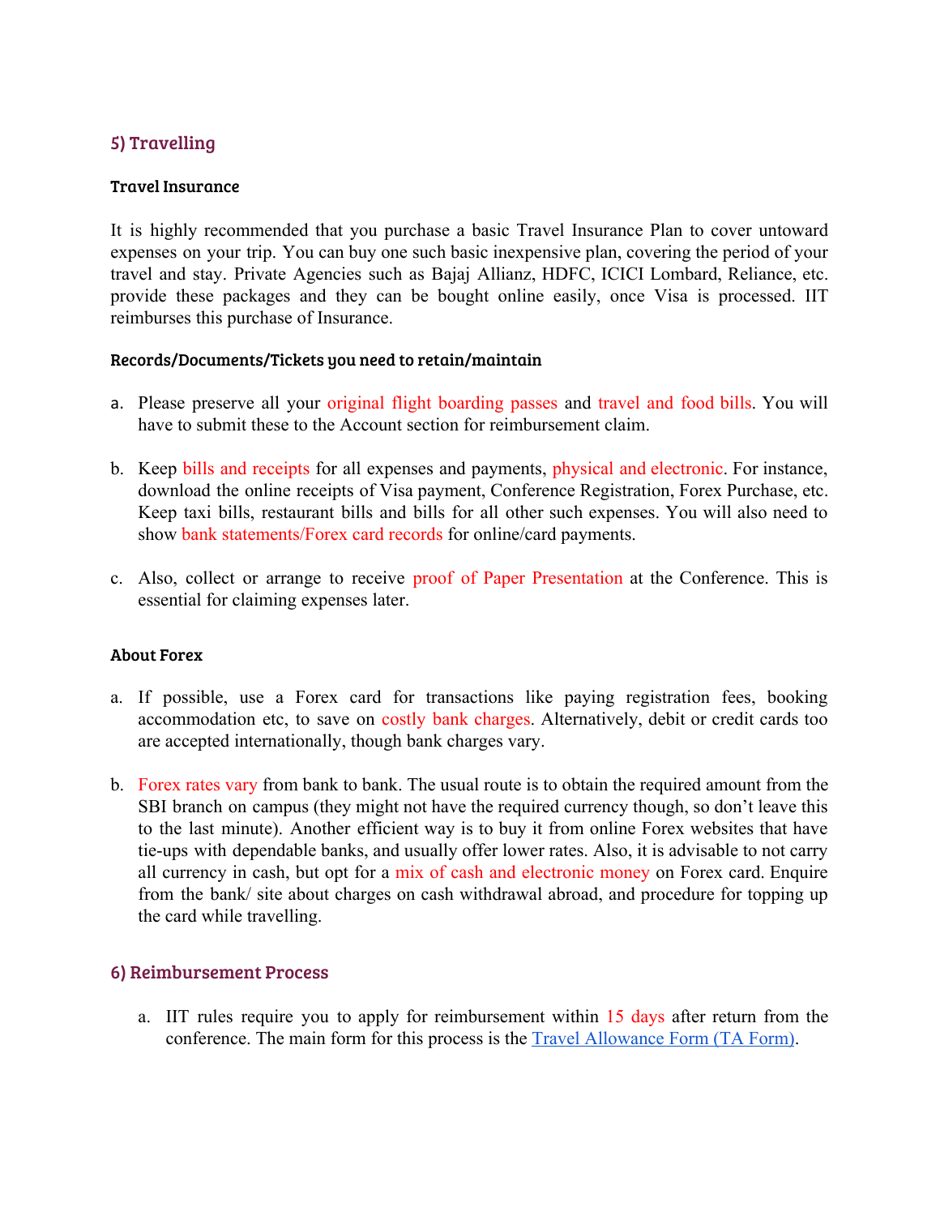## 5) Travelling

### Travel Insurance

It is highly recommended that you purchase a basic Travel Insurance Plan to cover untoward expenses on your trip. You can buy one such basic inexpensive plan, covering the period of your travel and stay. Private Agencies such as Bajaj Allianz, HDFC, ICICI Lombard, Reliance, etc. provide these packages and they can be bought online easily, once Visa is processed. IIT reimburses this purchase of Insurance.

### Records/Documents/Tickets you need to retain/maintain

a. Please preserve all your original flight boarding passes and travel and food bills. You will have to submit these to the Account section for reimbursement claim.

b. Keep bills and receipts for all expenses and payments, physical and electronic. For instance, download the online receipts of Visa payment, Conference Registration, Forex Purchase, etc. Keep taxi bills, restaurant bills and bills for all other such expenses. You will also need to show bank statements/Forex card records for online/card payments.

c. Also, collect or arrange to receive proof of Paper Presentation at the Conference. This is essential for claiming expenses later.

### About Forex

a. If possible, use a Forex card for transactions like paying registration fees, booking accommodation etc, to save on costly bank charges. Alternatively, debit or credit cards too are accepted internationally, though bank charges vary.

b. Forex rates vary from bank to bank. The usual route is to obtain the required amount from the SBI branch on campus (they might not have the required currency though, so don't leave this to the last minute). Another efficient way is to buy it from online Forex websites that have tie-ups with dependable banks, and usually offer lower rates. Also, it is advisable to not carry all currency in cash, but opt for a mix of cash and electronic money on Forex card. Enquire from the bank/ site about charges on cash withdrawal abroad, and procedure for topping up the card while travelling.

## 6) Reimbursement Process

a. IIT rules require you to apply for reimbursement within 15 days after return from the conference. The main form for this process is the Travel Allowance Form (TA Form).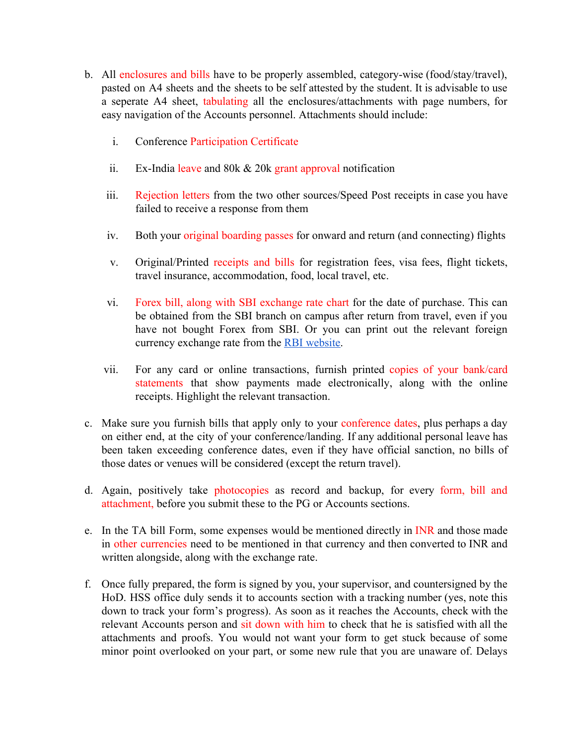b. All enclosures and bills have to be properly assembled, category-wise (food/stay/travel), pasted on A4 sheets and the sheets to be self attested by the student. It is advisable to use a seperate A4 sheet, tabulating all the enclosures/attachments with page numbers, for easy navigation of the Accounts personnel. Attachments should include:

   i. Conference Participation Certificate

   ii. Ex-India leave and 80k & 20k grant approval notification

   iii. Rejection letters from the two other sources/Speed Post receipts in case you have failed to receive a response from them

   iv. Both your original boarding passes for onward and return (and connecting) flights

   v. Original/Printed receipts and bills for registration fees, visa fees, flight tickets, travel insurance, accommodation, food, local travel, etc.

   vi. Forex bill, along with SBI exchange rate chart for the date of purchase. This can be obtained from the SBI branch on campus after return from travel, even if you have not bought Forex from SBI. Or you can print out the relevant foreign currency exchange rate from the RBI website.

   vii. For any card or online transactions, furnish printed copies of your bank/card statements that show payments made electronically, along with the online receipts. Highlight the relevant transaction.

c. Make sure you furnish bills that apply only to your conference dates, plus perhaps a day on either end, at the city of your conference/landing. If any additional personal leave has been taken exceeding conference dates, even if they have official sanction, no bills of those dates or venues will be considered (except the return travel).

d. Again, positively take photocopies as record and backup, for every form, bill and attachment, before you submit these to the PG or Accounts sections.

e. In the TA bill Form, some expenses would be mentioned directly in INR and those made in other currencies need to be mentioned in that currency and then converted to INR and written alongside, along with the exchange rate.

f. Once fully prepared, the form is signed by you, your supervisor, and countersigned by the HoD. HSS office duly sends it to accounts section with a tracking number (yes, note this down to track your form's progress). As soon as it reaches the Accounts, check with the relevant Accounts person and sit down with him to check that he is satisfied with all the attachments and proofs. You would not want your form to get stuck because of some minor point overlooked on your part, or some new rule that you are unaware of. Delays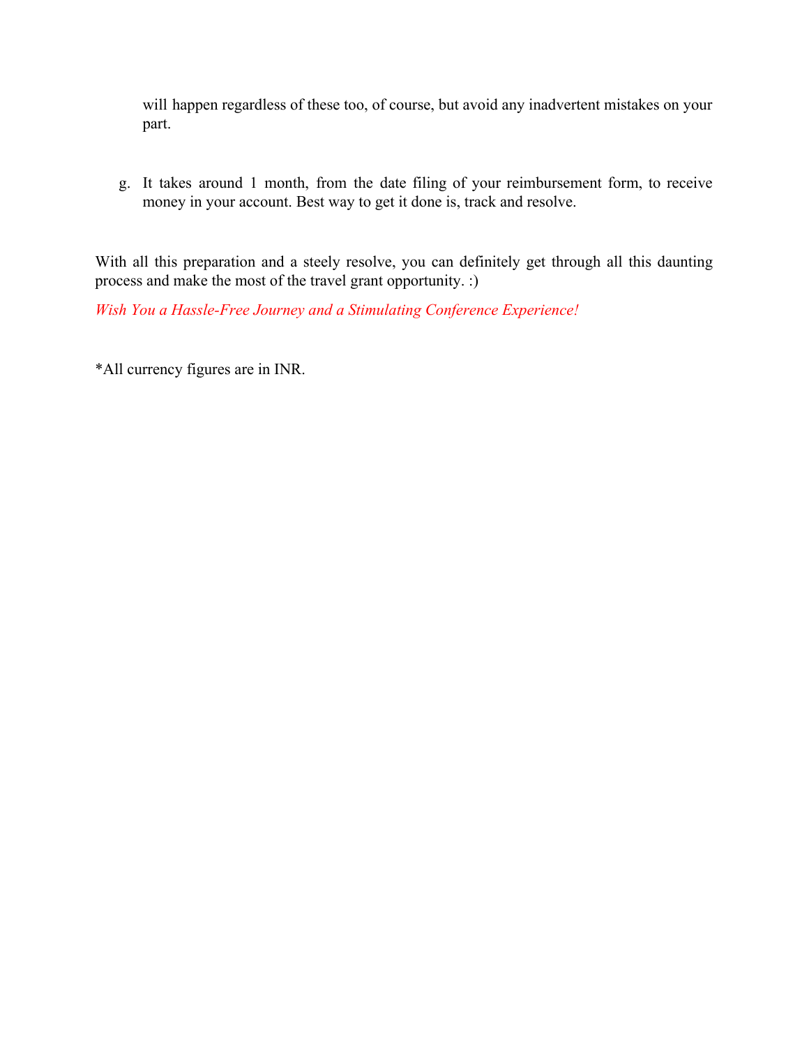will happen regardless of these too, of course, but avoid any inadvertent mistakes on your part.

g. It takes around 1 month, from the date filing of your reimbursement form, to receive money in your account. Best way to get it done is, track and resolve.

With all this preparation and a steely resolve, you can definitely get through all this daunting process and make the most of the travel grant opportunity. :)

*Wish You a Hassle-Free Journey and a Stimulating Conference Experience!*

*All currency figures are in INR.